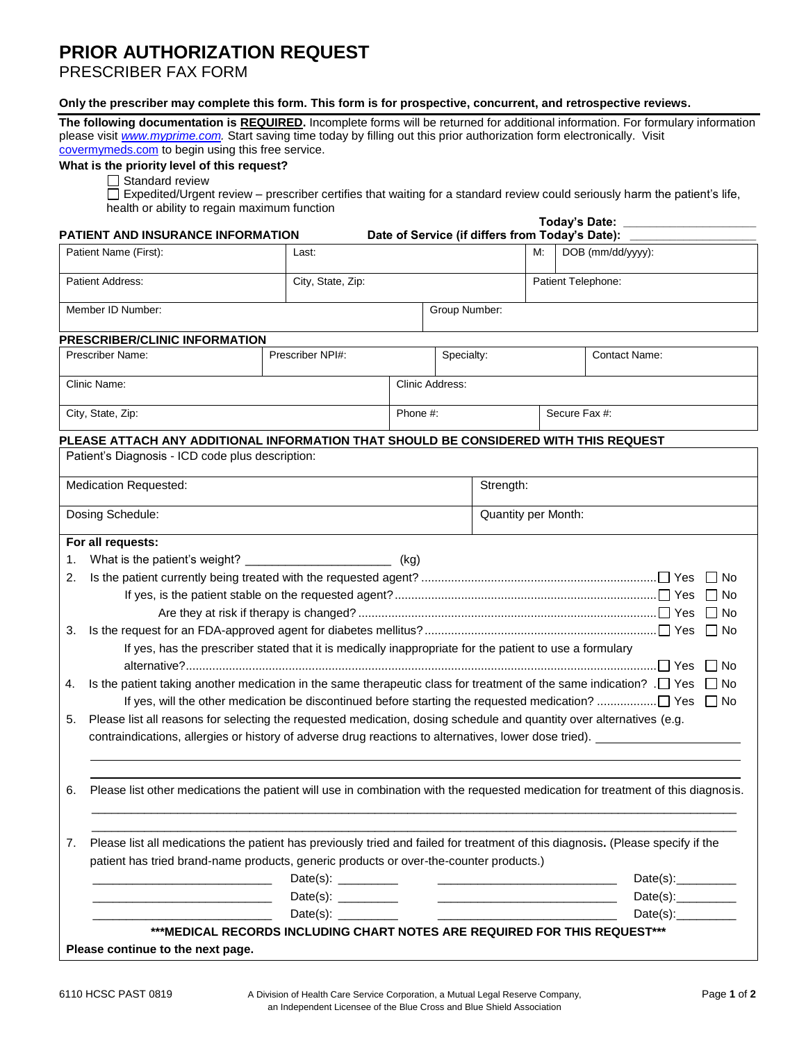# PRIOR AUTHORIZATION REQUEST

PRESCRIBER FAX FORM

**Only the prescriber may complete this form. This form is for prospective, concurrent, and retrospective reviews.**

**The following documentation is REQUIRED.** Incomplete forms will be returned for additional information. For formulary information please visit *www.myprime.com.* Start saving time today by filling out this prior authorization form electronically. Visit covermymeds.com to begin using this free service.

**What is the priority level of this request?**

☐ Standard review

☐ Expedited/Urgent review – prescriber certifies that waiting for a standard review could seriously harm the patient's life, health or ability to regain maximum function

**Today's Date:** ____________________

**PATIENT AND INSURANCE INFORMATION** **Date of Service (if differs from Today's Date):** ____________________

| Patient Name (First): | Last: | M: | DOB (mm/dd/yyyy): |
|---|---|---|---|
| Patient Address: | City, State, Zip: | Patient Telephone: | |
| Member ID Number: | Group Number: | | |

**PRESCRIBER/CLINIC INFORMATION**

| Prescriber Name: | Prescriber NPI#: | Specialty: | Contact Name: |
|---|---|---|---|
| Clinic Name: | Clinic Address: | | |
| City, State, Zip: | Phone #: | Secure Fax #: | |

**PLEASE ATTACH ANY ADDITIONAL INFORMATION THAT SHOULD BE CONSIDERED WITH THIS REQUEST**

| Patient's Diagnosis - ICD code plus description: | |
|---|---|
| Medication Requested: | Strength: |
| Dosing Schedule: | Quantity per Month: |

**For all requests:**

1. What is the patient's weight? ______________________ (kg)
2. Is the patient currently being treated with the requested agent? ☐ Yes ☐ No
   - If yes, is the patient stable on the requested agent? ☐ Yes ☐ No
     - Are they at risk if therapy is changed? ☐ Yes ☐ No
3. Is the request for an FDA-approved agent for diabetes mellitus? ☐ Yes ☐ No
   - If yes, has the prescriber stated that it is medically inappropriate for the patient to use a formulary alternative? ☐ Yes ☐ No
4. Is the patient taking another medication in the same therapeutic class for treatment of the same indication? ☐ Yes ☐ No
   - If yes, will the other medication be discontinued before starting the requested medication? ☐ Yes ☐ No
5. Please list all reasons for selecting the requested medication, dosing schedule and quantity over alternatives (e.g. contraindications, allergies or history of adverse drug reactions to alternatives, lower dose tried). ______________________
6. Please list other medications the patient will use in combination with the requested medication for treatment of this diagnosis.
7. Please list all medications the patient has previously tried and failed for treatment of this diagnosis**.** (Please specify if the patient has tried brand-name products, generic products or over-the-counter products.)

| Medication | Date(s) | Medication | Date(s) |
|---|---|---|---|
| ___________________________ | Date(s): _________ | ___________________________ | Date(s): _________ |
| ___________________________ | Date(s): _________ | ___________________________ | Date(s): _________ |
| ___________________________ | Date(s): _________ | ___________________________ | Date(s): _________ |

**\*\*\*MEDICAL RECORDS INCLUDING CHART NOTES ARE REQUIRED FOR THIS REQUEST\*\*\***

**Please continue to the next page.**

6110 HCSC PAST 0819

A Division of Health Care Service Corporation, a Mutual Legal Reserve Company, an Independent Licensee of the Blue Cross and Blue Shield Association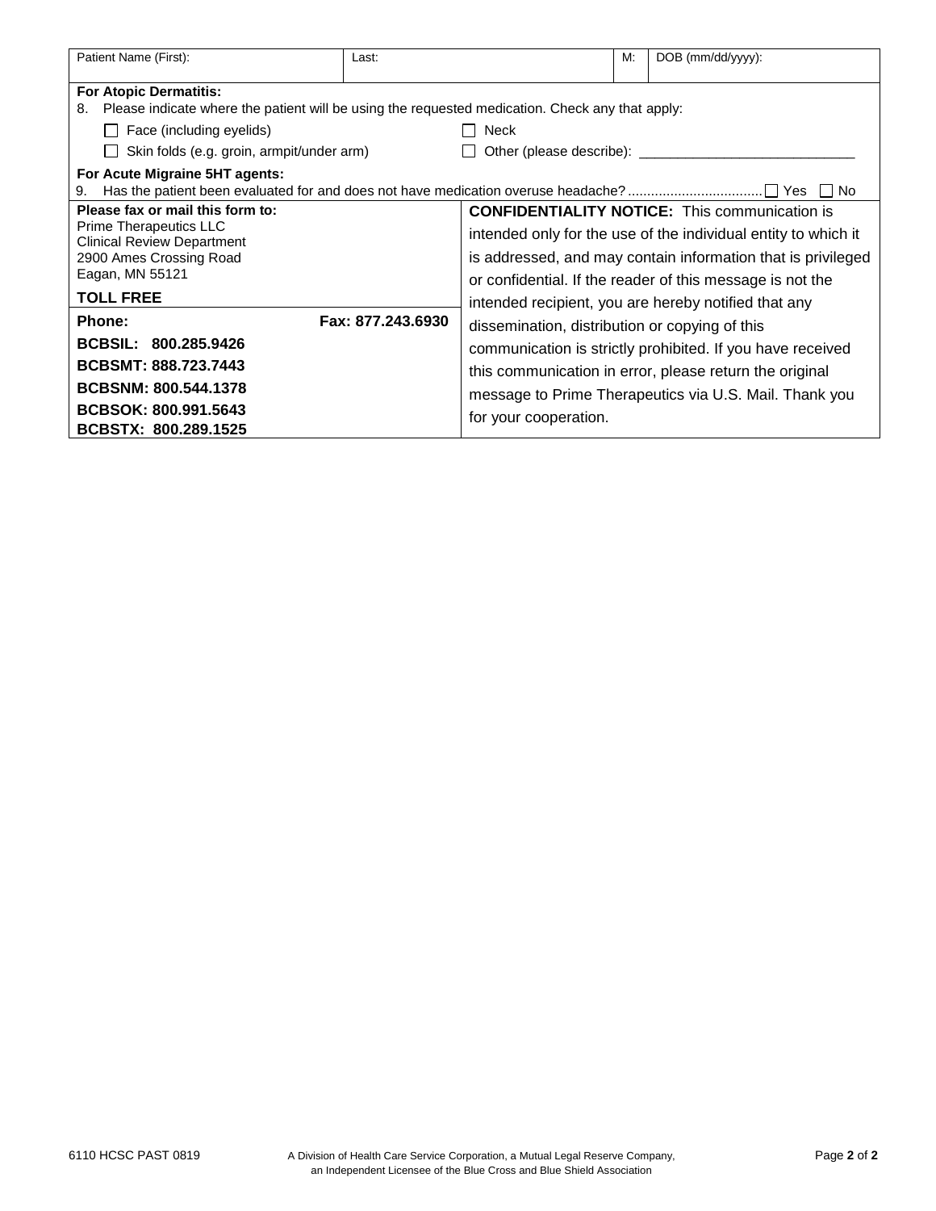| Patient Name (First): | Last: | M: | DOB (mm/dd/yyyy): |
|---|---|---|---|
| | | | |

**For Atopic Dermatitis:**

8. Please indicate where the patient will be using the requested medication. Check any that apply:

- ☐ Face (including eyelids)
- ☐ Neck
- ☐ Skin folds (e.g. groin, armpit/under arm)
- ☐ Other (please describe): ___________________________

**For Acute Migraine 5HT agents:**

9. Has the patient been evaluated for and does not have medication overuse headache? .................................. ☐ Yes ☐ No

**Please fax or mail this form to:**
Prime Therapeutics LLC
Clinical Review Department
2900 Ames Crossing Road
Eagan, MN 55121

**TOLL FREE**

**Phone:**

**BCBSIL: 800.285.9426**
**BCBSMT: 888.723.7443**
**BCBSNM: 800.544.1378**
**BCBSOK: 800.991.5643**
**BCBSTX: 800.289.1525**

**Fax: 877.243.6930**

**CONFIDENTIALITY NOTICE:** This communication is intended only for the use of the individual entity to which it is addressed, and may contain information that is privileged or confidential. If the reader of this message is not the intended recipient, you are hereby notified that any dissemination, distribution or copying of this communication is strictly prohibited. If you have received this communication in error, please return the original message to Prime Therapeutics via U.S. Mail. Thank you for your cooperation.

6110 HCSC PAST 0819

A Division of Health Care Service Corporation, a Mutual Legal Reserve Company, an Independent Licensee of the Blue Cross and Blue Shield Association